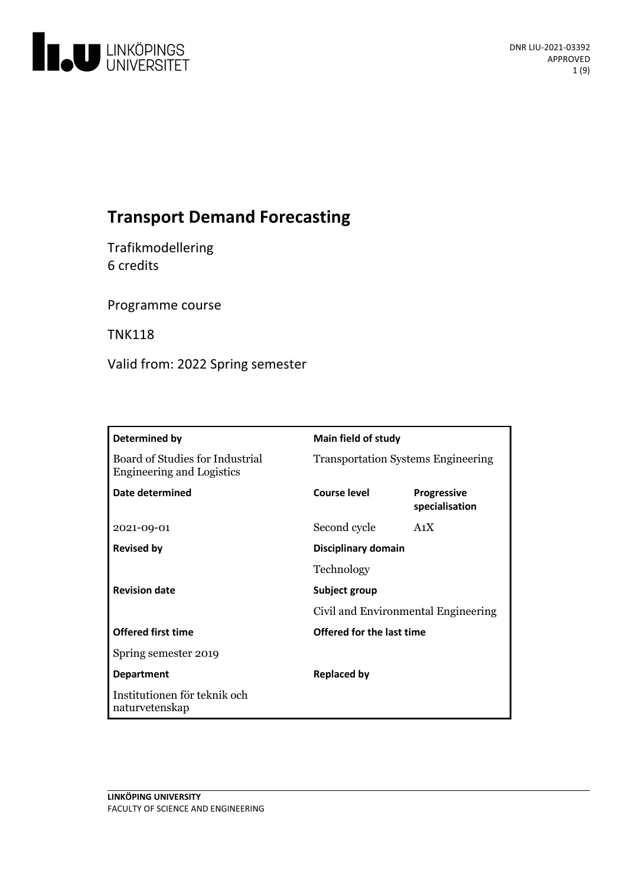# Transport Demand Forecasting

Trafikmodellering
6 credits

Programme course

TNK118

Valid from: 2022 Spring semester

| | | |
|---|---|---|
| **Determined by** | **Main field of study** | |
| Board of Studies for Industrial Engineering and Logistics | Transportation Systems Engineering | |
| **Date determined** | **Course level** | **Progressive specialisation** |
| 2021-09-01 | Second cycle | A1X |
| **Revised by** | **Disciplinary domain** | |
| | Technology | |
| **Revision date** | **Subject group** | |
| | Civil and Environmental Engineering | |
| **Offered first time** | **Offered for the last time** | |
| Spring semester 2019 | | |
| **Department** | **Replaced by** | |
| Institutionen för teknik och naturvetenskap | | |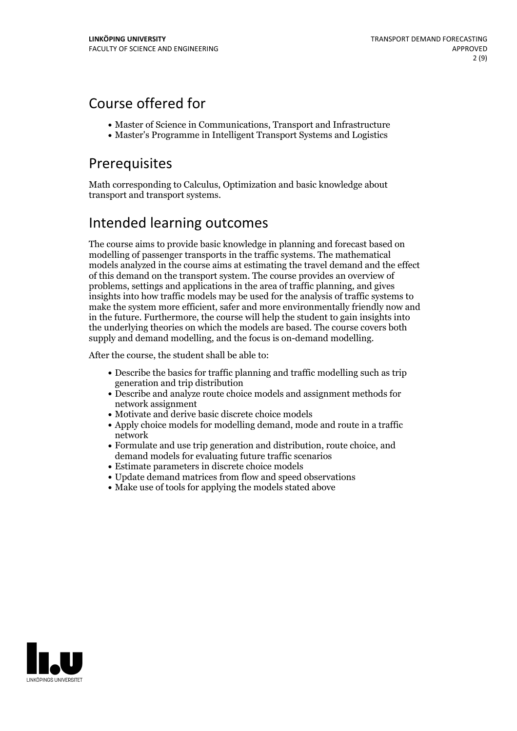## Course offered for

- Master of Science in Communications, Transport and Infrastructure
- Master's Programme in Intelligent Transport Systems and Logistics

## Prerequisites

Math corresponding to Calculus, Optimization and basic knowledge about transport and transport systems.

## Intended learning outcomes

The course aims to provide basic knowledge in planning and forecast based on modelling of passenger transports in the traffic systems. The mathematical models analyzed in the course aims at estimating the travel demand and the effect of this demand on the transport system. The course provides an overview of problems, settings and applications in the area of traffic planning, and gives insights into how traffic models may be used for the analysis of traffic systems to make the system more efficient, safer and more environmentally friendly now and in the future. Furthermore, the course will help the student to gain insights into the underlying theories on which the models are based. The course covers both supply and demand modelling, and the focus is on-demand modelling.

After the course, the student shall be able to:

- Describe the basics for traffic planning and traffic modelling such as trip generation and trip distribution
- Describe and analyze route choice models and assignment methods for network assignment
- Motivate and derive basic discrete choice models
- Apply choice models for modelling demand, mode and route in a traffic network
- Formulate and use trip generation and distribution, route choice, and demand models for evaluating future traffic scenarios
- Estimate parameters in discrete choice models
- Update demand matrices from flow and speed observations
- Make use of tools for applying the models stated above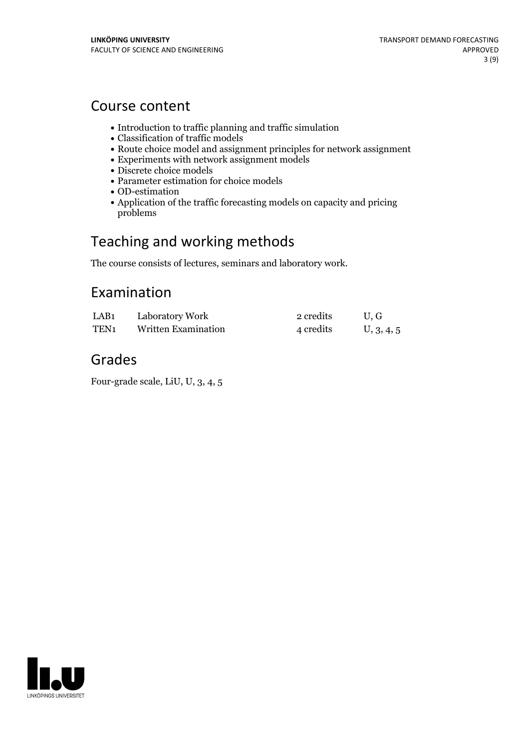## Course content

- Introduction to traffic planning and traffic simulation
- Classification of traffic models
- Route choice model and assignment principles for network assignment
- Experiments with network assignment models
- Discrete choice models
- Parameter estimation for choice models
- OD-estimation
- Application of the traffic forecasting models on capacity and pricing problems

## Teaching and working methods

The course consists of lectures, seminars and laboratory work.

## Examination

| | | | |
|---|---|---|---|
| LAB1 | Laboratory Work | 2 credits | U, G |
| TEN1 | Written Examination | 4 credits | U, 3, 4, 5 |

## Grades

Four-grade scale, LiU, U, 3, 4, 5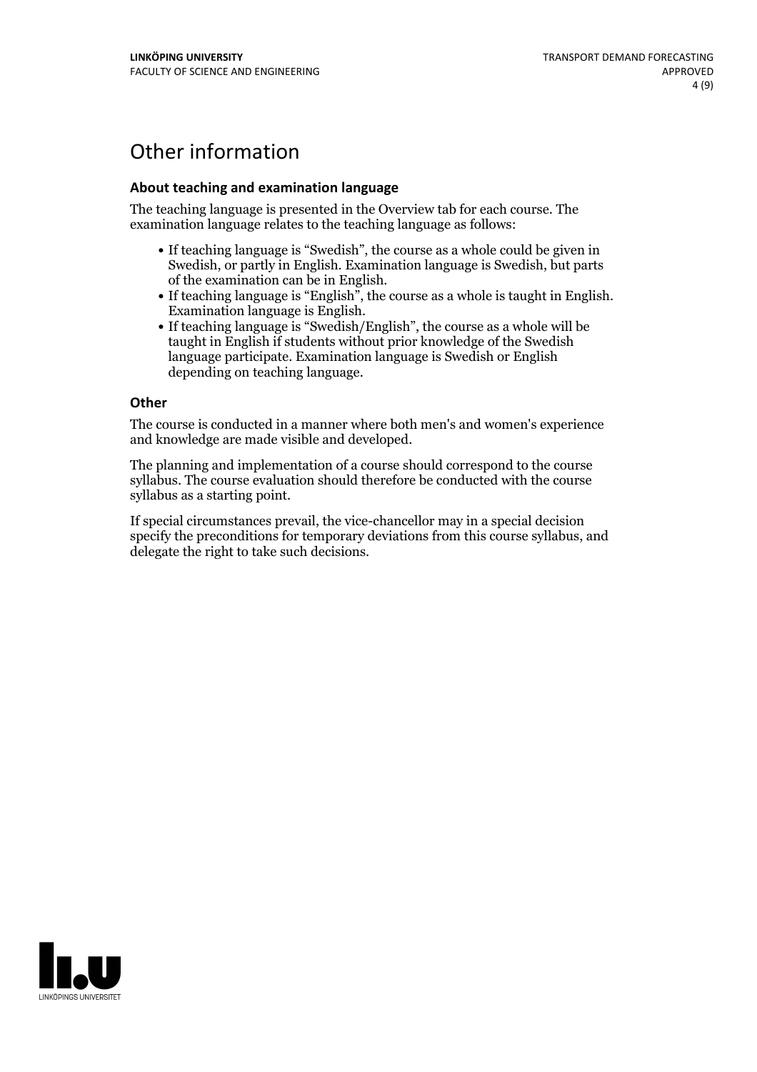# Other information

### About teaching and examination language

The teaching language is presented in the Overview tab for each course. The examination language relates to the teaching language as follows:

- If teaching language is "Swedish", the course as a whole could be given in Swedish, or partly in English. Examination language is Swedish, but parts of the examination can be in English.
- If teaching language is "English", the course as a whole is taught in English. Examination language is English.
- If teaching language is "Swedish/English", the course as a whole will be taught in English if students without prior knowledge of the Swedish language participate. Examination language is Swedish or English depending on teaching language.

### Other

The course is conducted in a manner where both men's and women's experience and knowledge are made visible and developed.

The planning and implementation of a course should correspond to the course syllabus. The course evaluation should therefore be conducted with the course syllabus as a starting point.

If special circumstances prevail, the vice-chancellor may in a special decision specify the preconditions for temporary deviations from this course syllabus, and delegate the right to take such decisions.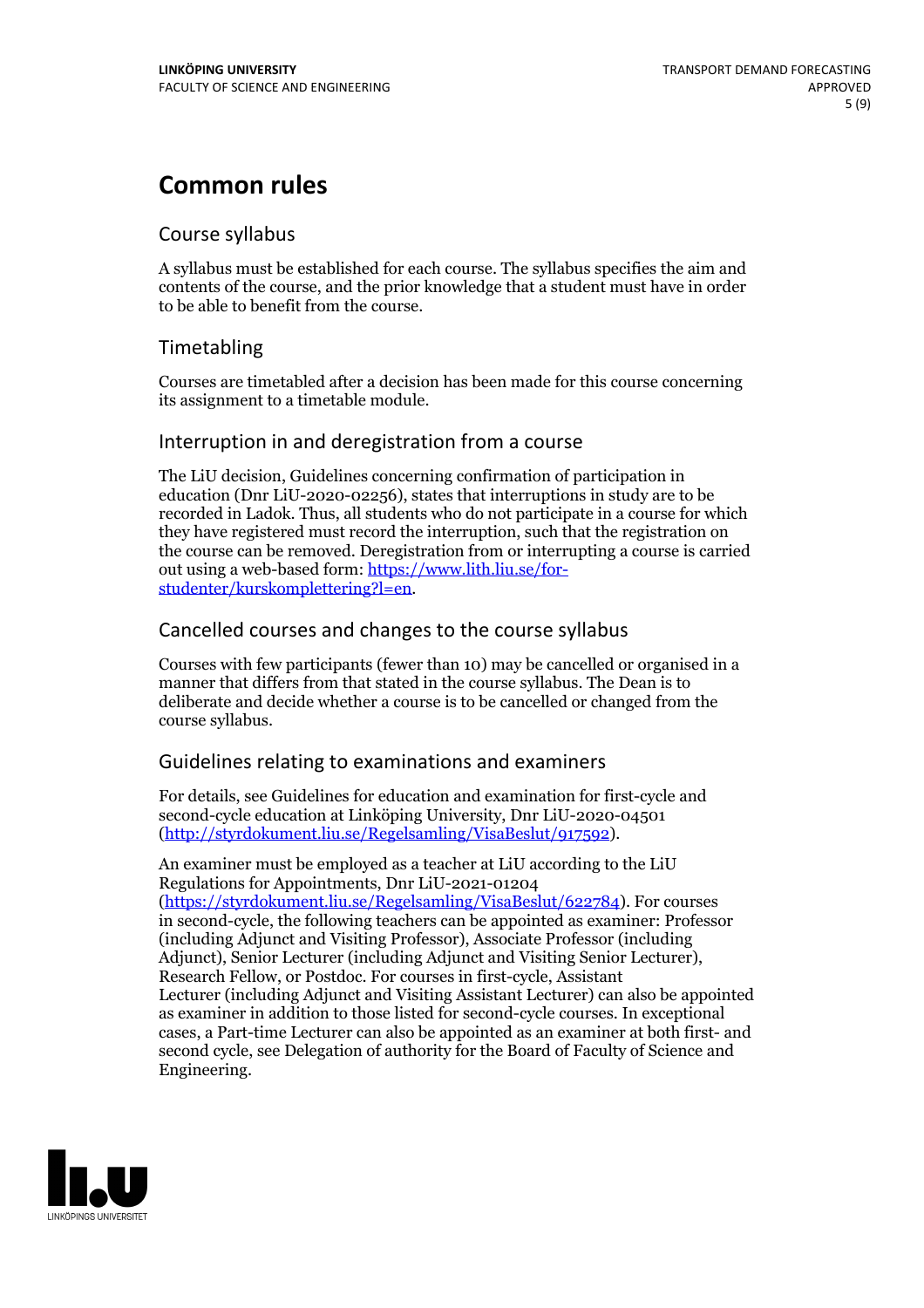# Common rules

## Course syllabus

A syllabus must be established for each course. The syllabus specifies the aim and contents of the course, and the prior knowledge that a student must have in order to be able to benefit from the course.

## Timetabling

Courses are timetabled after a decision has been made for this course concerning its assignment to a timetable module.

## Interruption in and deregistration from a course

The LiU decision, Guidelines concerning confirmation of participation in education (Dnr LiU-2020-02256), states that interruptions in study are to be recorded in Ladok. Thus, all students who do not participate in a course for which they have registered must record the interruption, such that the registration on the course can be removed. Deregistration from or interrupting a course is carried out using a web-based form: [https://www.lith.liu.se/for-studenter/kurskomplettering?l=en](https://www.lith.liu.se/for-studenter/kurskomplettering?l=en).

## Cancelled courses and changes to the course syllabus

Courses with few participants (fewer than 10) may be cancelled or organised in a manner that differs from that stated in the course syllabus. The Dean is to deliberate and decide whether a course is to be cancelled or changed from the course syllabus.

## Guidelines relating to examinations and examiners

For details, see Guidelines for education and examination for first-cycle and second-cycle education at Linköping University, Dnr LiU-2020-04501 ([http://styrdokument.liu.se/Regelsamling/VisaBeslut/917592](http://styrdokument.liu.se/Regelsamling/VisaBeslut/917592)).

An examiner must be employed as a teacher at LiU according to the LiU Regulations for Appointments, Dnr LiU-2021-01204 ([https://styrdokument.liu.se/Regelsamling/VisaBeslut/622784](https://styrdokument.liu.se/Regelsamling/VisaBeslut/622784)). For courses in second-cycle, the following teachers can be appointed as examiner: Professor (including Adjunct and Visiting Professor), Associate Professor (including Adjunct), Senior Lecturer (including Adjunct and Visiting Senior Lecturer), Research Fellow, or Postdoc. For courses in first-cycle, Assistant Lecturer (including Adjunct and Visiting Assistant Lecturer) can also be appointed as examiner in addition to those listed for second-cycle courses. In exceptional cases, a Part-time Lecturer can also be appointed as an examiner at both first- and second cycle, see Delegation of authority for the Board of Faculty of Science and Engineering.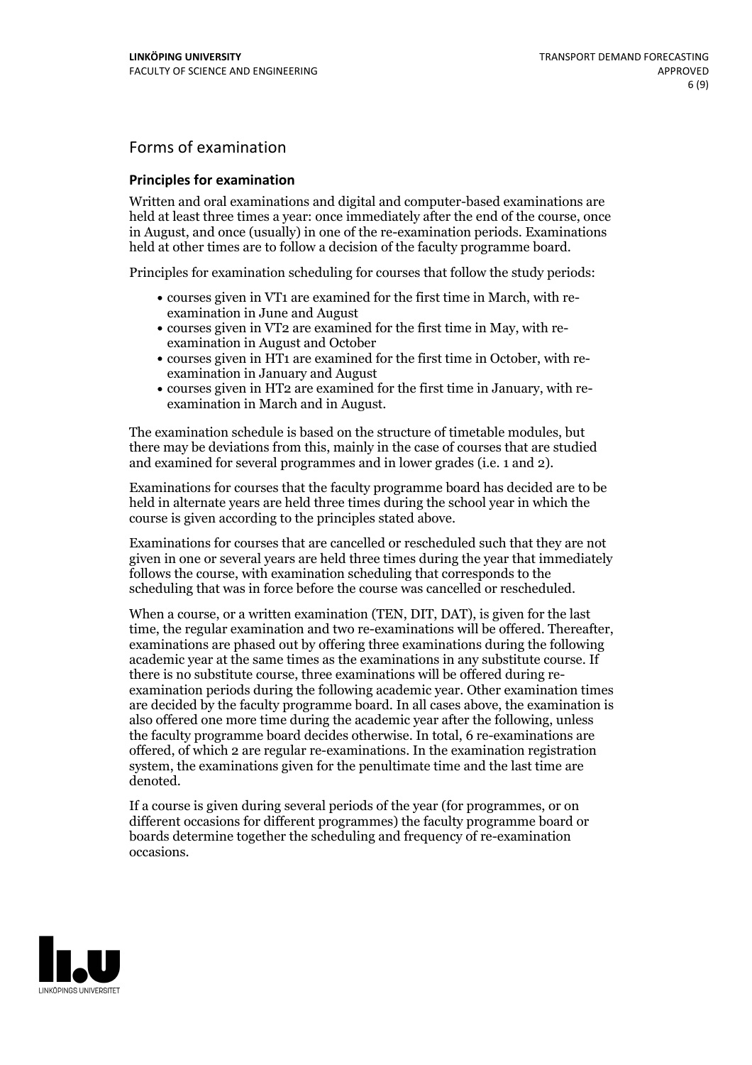## Forms of examination

### Principles for examination

Written and oral examinations and digital and computer-based examinations are held at least three times a year: once immediately after the end of the course, once in August, and once (usually) in one of the re-examination periods. Examinations held at other times are to follow a decision of the faculty programme board.

Principles for examination scheduling for courses that follow the study periods:

- courses given in VT1 are examined for the first time in March, with re-examination in June and August
- courses given in VT2 are examined for the first time in May, with re-examination in August and October
- courses given in HT1 are examined for the first time in October, with re-examination in January and August
- courses given in HT2 are examined for the first time in January, with re-examination in March and in August.

The examination schedule is based on the structure of timetable modules, but there may be deviations from this, mainly in the case of courses that are studied and examined for several programmes and in lower grades (i.e. 1 and 2).

Examinations for courses that the faculty programme board has decided are to be held in alternate years are held three times during the school year in which the course is given according to the principles stated above.

Examinations for courses that are cancelled or rescheduled such that they are not given in one or several years are held three times during the year that immediately follows the course, with examination scheduling that corresponds to the scheduling that was in force before the course was cancelled or rescheduled.

When a course, or a written examination (TEN, DIT, DAT), is given for the last time, the regular examination and two re-examinations will be offered. Thereafter, examinations are phased out by offering three examinations during the following academic year at the same times as the examinations in any substitute course. If there is no substitute course, three examinations will be offered during re-examination periods during the following academic year. Other examination times are decided by the faculty programme board. In all cases above, the examination is also offered one more time during the academic year after the following, unless the faculty programme board decides otherwise. In total, 6 re-examinations are offered, of which 2 are regular re-examinations. In the examination registration system, the examinations given for the penultimate time and the last time are denoted.

If a course is given during several periods of the year (for programmes, or on different occasions for different programmes) the faculty programme board or boards determine together the scheduling and frequency of re-examination occasions.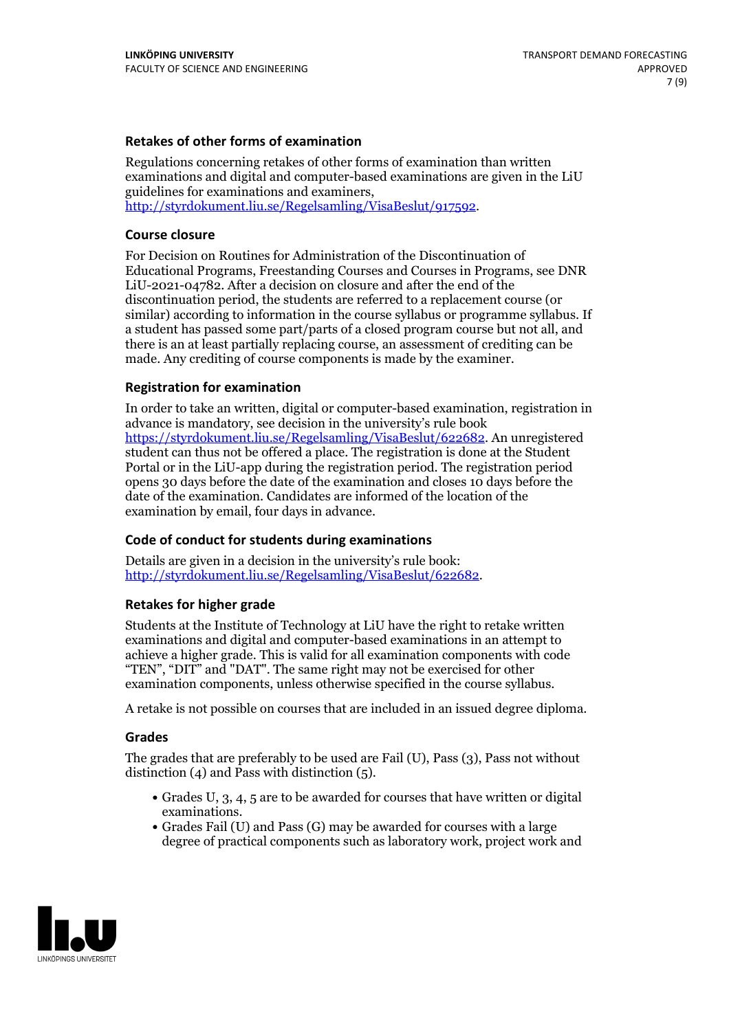### Retakes of other forms of examination

Regulations concerning retakes of other forms of examination than written examinations and digital and computer-based examinations are given in the LiU guidelines for examinations and examiners, http://styrdokument.liu.se/Regelsamling/VisaBeslut/917592.

### Course closure

For Decision on Routines for Administration of the Discontinuation of Educational Programs, Freestanding Courses and Courses in Programs, see DNR LiU-2021-04782. After a decision on closure and after the end of the discontinuation period, the students are referred to a replacement course (or similar) according to information in the course syllabus or programme syllabus. If a student has passed some part/parts of a closed program course but not all, and there is an at least partially replacing course, an assessment of crediting can be made. Any crediting of course components is made by the examiner.

### Registration for examination

In order to take an written, digital or computer-based examination, registration in advance is mandatory, see decision in the university's rule book https://styrdokument.liu.se/Regelsamling/VisaBeslut/622682. An unregistered student can thus not be offered a place. The registration is done at the Student Portal or in the LiU-app during the registration period. The registration period opens 30 days before the date of the examination and closes 10 days before the date of the examination. Candidates are informed of the location of the examination by email, four days in advance.

### Code of conduct for students during examinations

Details are given in a decision in the university's rule book: http://styrdokument.liu.se/Regelsamling/VisaBeslut/622682.

### Retakes for higher grade

Students at the Institute of Technology at LiU have the right to retake written examinations and digital and computer-based examinations in an attempt to achieve a higher grade. This is valid for all examination components with code "TEN", "DIT" and "DAT". The same right may not be exercised for other examination components, unless otherwise specified in the course syllabus.

A retake is not possible on courses that are included in an issued degree diploma.

### Grades

The grades that are preferably to be used are Fail (U), Pass (3), Pass not without distinction (4) and Pass with distinction (5).

- Grades U, 3, 4, 5 are to be awarded for courses that have written or digital examinations.
- Grades Fail (U) and Pass (G) may be awarded for courses with a large degree of practical components such as laboratory work, project work and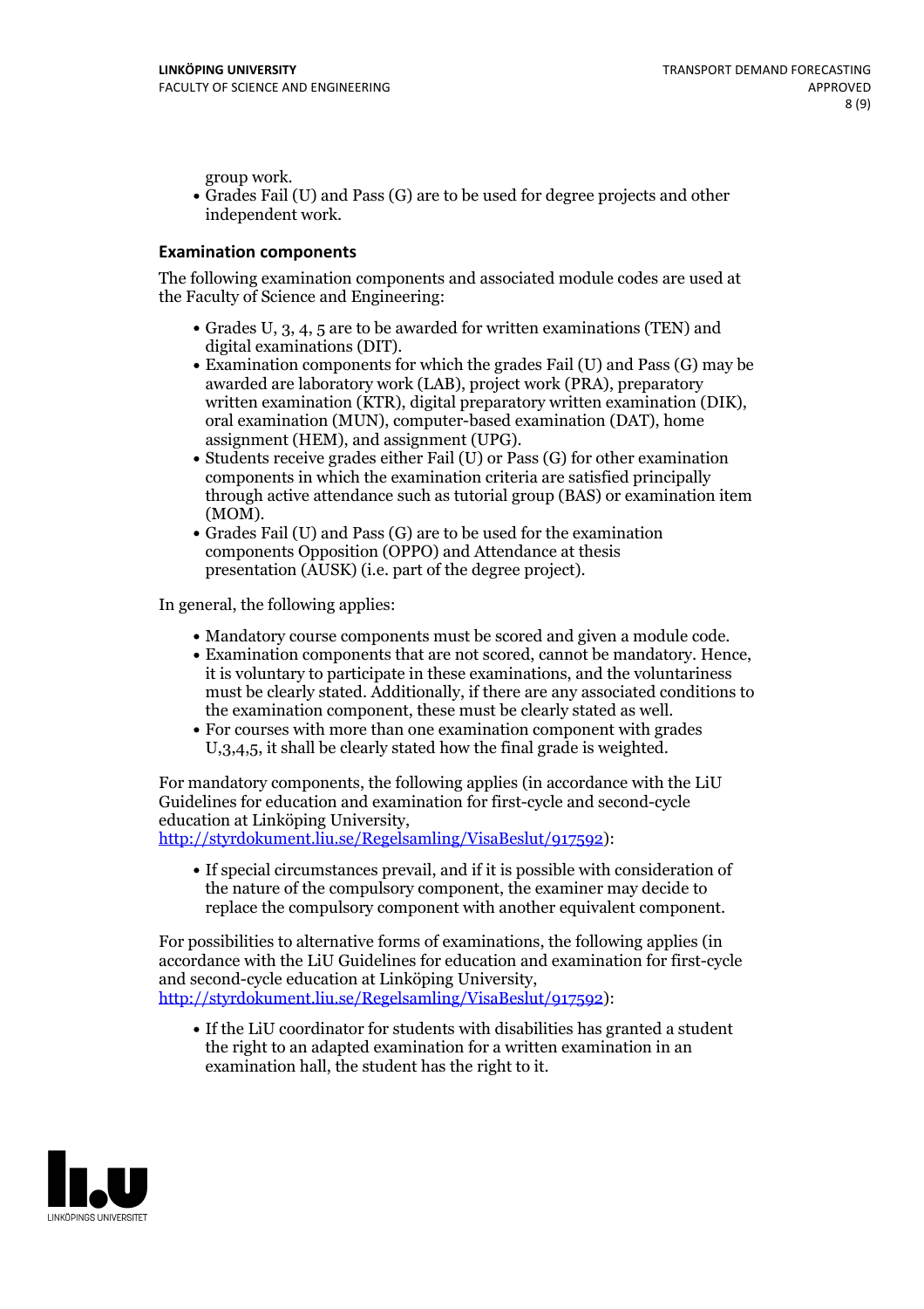group work.

- Grades Fail (U) and Pass (G) are to be used for degree projects and other independent work.

### Examination components

The following examination components and associated module codes are used at the Faculty of Science and Engineering:

- Grades U, 3, 4, 5 are to be awarded for written examinations (TEN) and digital examinations (DIT).
- Examination components for which the grades Fail (U) and Pass (G) may be awarded are laboratory work (LAB), project work (PRA), preparatory written examination (KTR), digital preparatory written examination (DIK), oral examination (MUN), computer-based examination (DAT), home assignment (HEM), and assignment (UPG).
- Students receive grades either Fail (U) or Pass (G) for other examination components in which the examination criteria are satisfied principally through active attendance such as tutorial group (BAS) or examination item (MOM).
- Grades Fail (U) and Pass (G) are to be used for the examination components Opposition (OPPO) and Attendance at thesis presentation (AUSK) (i.e. part of the degree project).

In general, the following applies:

- Mandatory course components must be scored and given a module code.
- Examination components that are not scored, cannot be mandatory. Hence, it is voluntary to participate in these examinations, and the voluntariness must be clearly stated. Additionally, if there are any associated conditions to the examination component, these must be clearly stated as well.
- For courses with more than one examination component with grades U,3,4,5, it shall be clearly stated how the final grade is weighted.

For mandatory components, the following applies (in accordance with the LiU Guidelines for education and examination for first-cycle and second-cycle education at Linköping University, http://styrdokument.liu.se/Regelsamling/VisaBeslut/917592):

- If special circumstances prevail, and if it is possible with consideration of the nature of the compulsory component, the examiner may decide to replace the compulsory component with another equivalent component.

For possibilities to alternative forms of examinations, the following applies (in accordance with the LiU Guidelines for education and examination for first-cycle and second-cycle education at Linköping University, http://styrdokument.liu.se/Regelsamling/VisaBeslut/917592):

- If the LiU coordinator for students with disabilities has granted a student the right to an adapted examination for a written examination in an examination hall, the student has the right to it.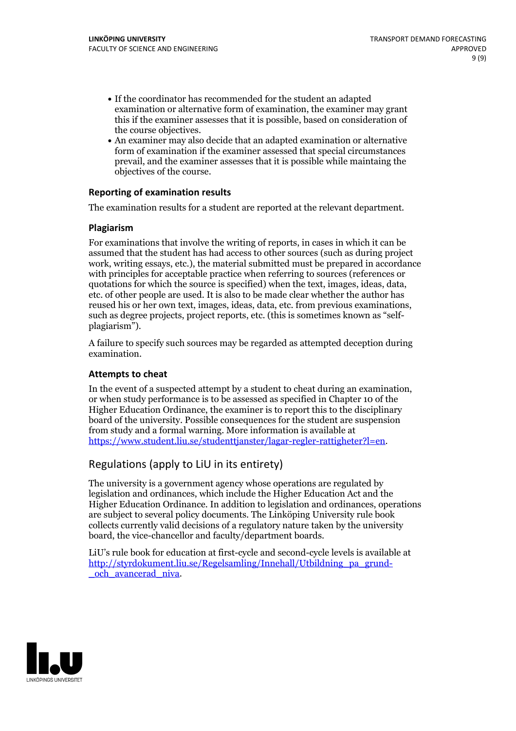- If the coordinator has recommended for the student an adapted examination or alternative form of examination, the examiner may grant this if the examiner assesses that it is possible, based on consideration of the course objectives.
- An examiner may also decide that an adapted examination or alternative form of examination if the examiner assessed that special circumstances prevail, and the examiner assesses that it is possible while maintaing the objectives of the course.

### Reporting of examination results

The examination results for a student are reported at the relevant department.

### Plagiarism

For examinations that involve the writing of reports, in cases in which it can be assumed that the student has had access to other sources (such as during project work, writing essays, etc.), the material submitted must be prepared in accordance with principles for acceptable practice when referring to sources (references or quotations for which the source is specified) when the text, images, ideas, data, etc. of other people are used. It is also to be made clear whether the author has reused his or her own text, images, ideas, data, etc. from previous examinations, such as degree projects, project reports, etc. (this is sometimes known as "self-plagiarism").

A failure to specify such sources may be regarded as attempted deception during examination.

### Attempts to cheat

In the event of a suspected attempt by a student to cheat during an examination, or when study performance is to be assessed as specified in Chapter 10 of the Higher Education Ordinance, the examiner is to report this to the disciplinary board of the university. Possible consequences for the student are suspension from study and a formal warning. More information is available at https://www.student.liu.se/studenttjanster/lagar-regler-rattigheter?l=en.

## Regulations (apply to LiU in its entirety)

The university is a government agency whose operations are regulated by legislation and ordinances, which include the Higher Education Act and the Higher Education Ordinance. In addition to legislation and ordinances, operations are subject to several policy documents. The Linköping University rule book collects currently valid decisions of a regulatory nature taken by the university board, the vice-chancellor and faculty/department boards.

LiU's rule book for education at first-cycle and second-cycle levels is available at http://styrdokument.liu.se/Regelsamling/Innehall/Utbildning_pa_grund-_och_avancerad_niva.